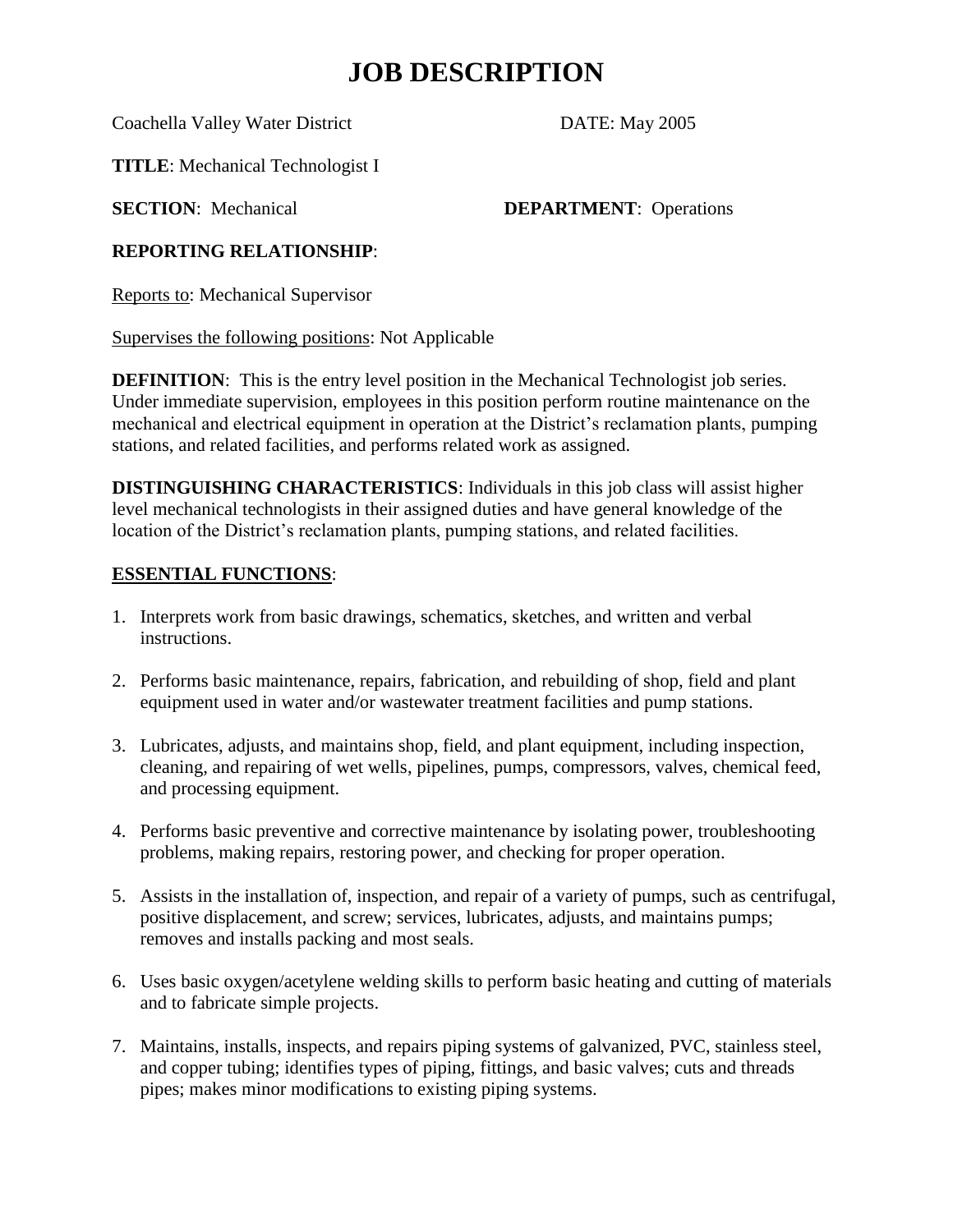# JOB DESCRIPTION

Coachella Valley Water District DATE: May 2005

**TITLE**: Mechanical Technologist I

**SECTION**: Mechanical **DEPARTMENT**: Operations

**REPORTING RELATIONSHIP**:

Reports to: Mechanical Supervisor

Supervises the following positions: Not Applicable

**DEFINITION**: This is the entry level position in the Mechanical Technologist job series. Under immediate supervision, employees in this position perform routine maintenance on the mechanical and electrical equipment in operation at the District's reclamation plants, pumping stations, and related facilities, and performs related work as assigned.

**DISTINGUISHING CHARACTERISTICS**: Individuals in this job class will assist higher level mechanical technologists in their assigned duties and have general knowledge of the location of the District's reclamation plants, pumping stations, and related facilities.

**ESSENTIAL FUNCTIONS**:

1. Interprets work from basic drawings, schematics, sketches, and written and verbal instructions.
2. Performs basic maintenance, repairs, fabrication, and rebuilding of shop, field and plant equipment used in water and/or wastewater treatment facilities and pump stations.
3. Lubricates, adjusts, and maintains shop, field, and plant equipment, including inspection, cleaning, and repairing of wet wells, pipelines, pumps, compressors, valves, chemical feed, and processing equipment.
4. Performs basic preventive and corrective maintenance by isolating power, troubleshooting problems, making repairs, restoring power, and checking for proper operation.
5. Assists in the installation of, inspection, and repair of a variety of pumps, such as centrifugal, positive displacement, and screw; services, lubricates, adjusts, and maintains pumps; removes and installs packing and most seals.
6. Uses basic oxygen/acetylene welding skills to perform basic heating and cutting of materials and to fabricate simple projects.
7. Maintains, installs, inspects, and repairs piping systems of galvanized, PVC, stainless steel, and copper tubing; identifies types of piping, fittings, and basic valves; cuts and threads pipes; makes minor modifications to existing piping systems.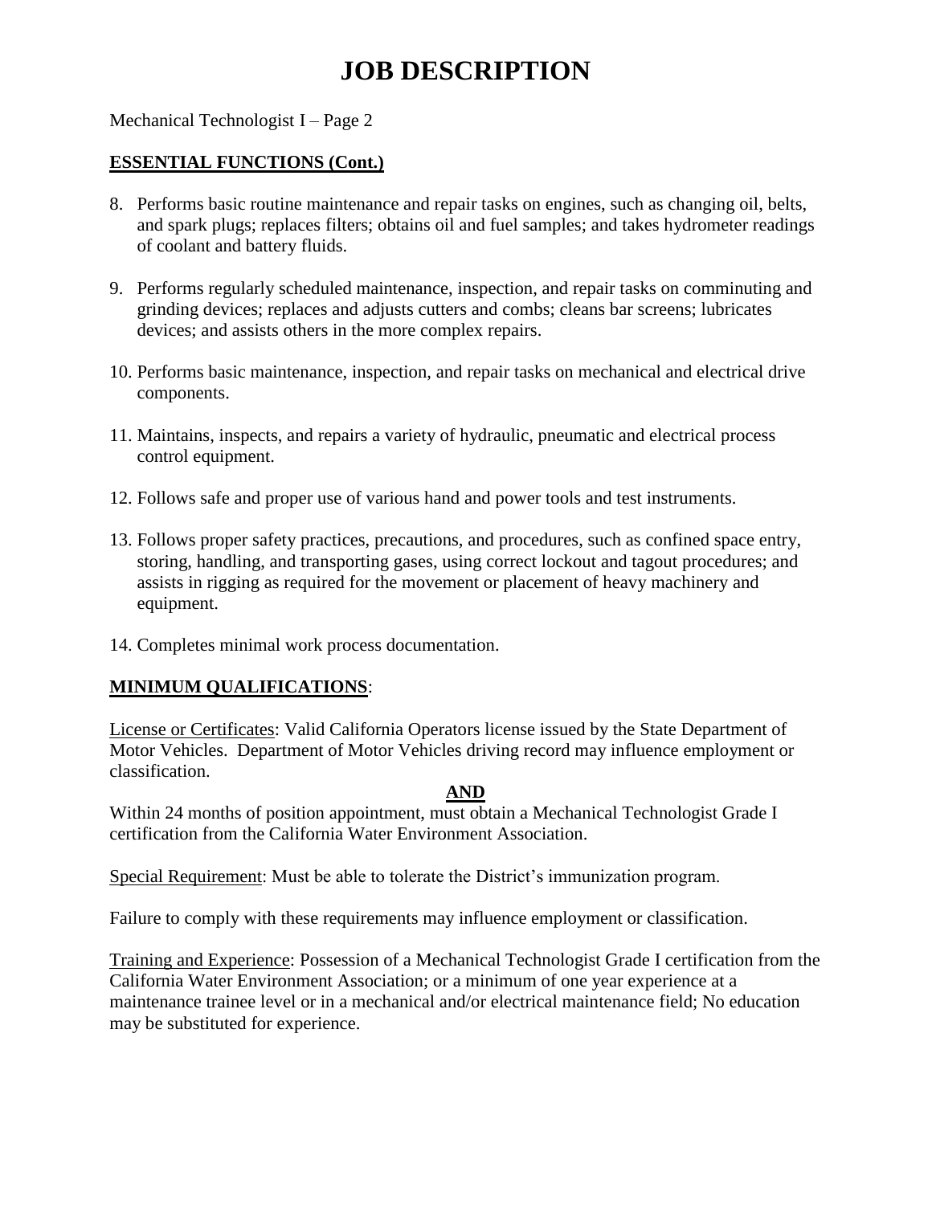# JOB DESCRIPTION

Mechanical Technologist I – Page 2

## ESSENTIAL FUNCTIONS (Cont.)

8. Performs basic routine maintenance and repair tasks on engines, such as changing oil, belts, and spark plugs; replaces filters; obtains oil and fuel samples; and takes hydrometer readings of coolant and battery fluids.

9. Performs regularly scheduled maintenance, inspection, and repair tasks on comminuting and grinding devices; replaces and adjusts cutters and combs; cleans bar screens; lubricates devices; and assists others in the more complex repairs.

10. Performs basic maintenance, inspection, and repair tasks on mechanical and electrical drive components.

11. Maintains, inspects, and repairs a variety of hydraulic, pneumatic and electrical process control equipment.

12. Follows safe and proper use of various hand and power tools and test instruments.

13. Follows proper safety practices, precautions, and procedures, such as confined space entry, storing, handling, and transporting gases, using correct lockout and tagout procedures; and assists in rigging as required for the movement or placement of heavy machinery and equipment.

14. Completes minimal work process documentation.

## MINIMUM QUALIFICATIONS:

License or Certificates: Valid California Operators license issued by the State Department of Motor Vehicles. Department of Motor Vehicles driving record may influence employment or classification.

**AND**

Within 24 months of position appointment, must obtain a Mechanical Technologist Grade I certification from the California Water Environment Association.

Special Requirement: Must be able to tolerate the District's immunization program.

Failure to comply with these requirements may influence employment or classification.

Training and Experience: Possession of a Mechanical Technologist Grade I certification from the California Water Environment Association; or a minimum of one year experience at a maintenance trainee level or in a mechanical and/or electrical maintenance field; No education may be substituted for experience.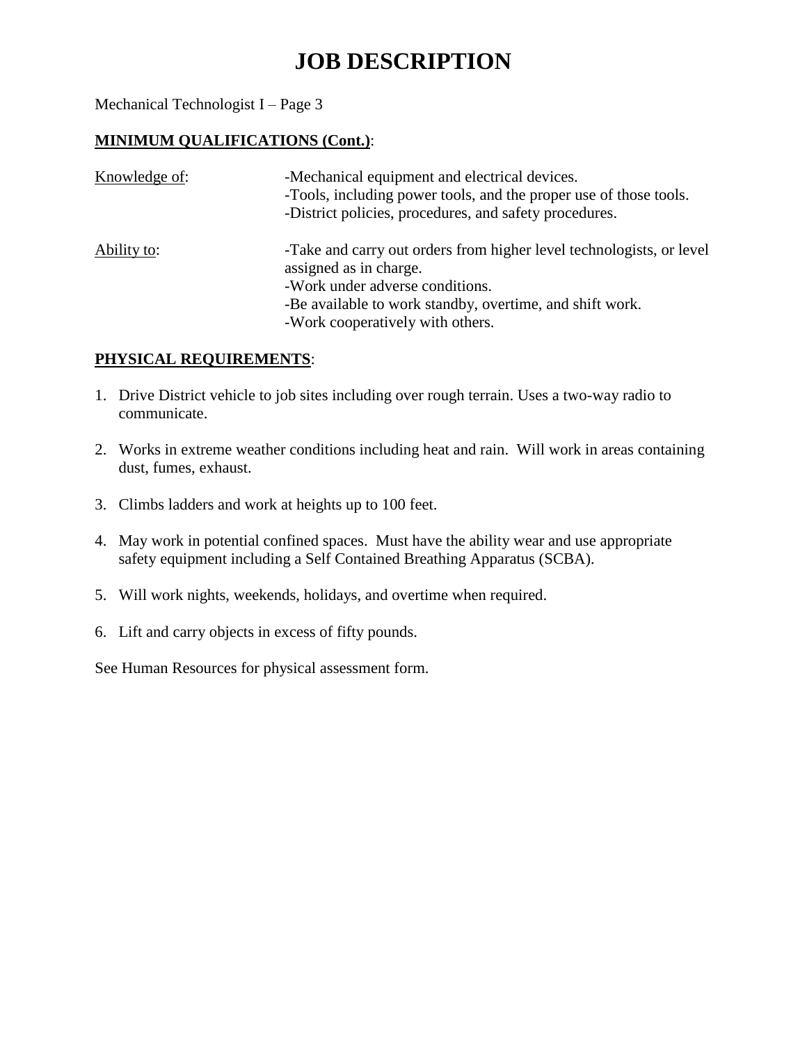# JOB DESCRIPTION

Mechanical Technologist I – Page 3

**MINIMUM QUALIFICATIONS (Cont.)**:

| | |
|---|---|
| Knowledge of: | -Mechanical equipment and electrical devices.<br>-Tools, including power tools, and the proper use of those tools.<br>-District policies, procedures, and safety procedures. |
| Ability to: | -Take and carry out orders from higher level technologists, or level assigned as in charge.<br>-Work under adverse conditions.<br>-Be available to work standby, overtime, and shift work.<br>-Work cooperatively with others. |

**PHYSICAL REQUIREMENTS**:

1. Drive District vehicle to job sites including over rough terrain. Uses a two-way radio to communicate.

2. Works in extreme weather conditions including heat and rain. Will work in areas containing dust, fumes, exhaust.

3. Climbs ladders and work at heights up to 100 feet.

4. May work in potential confined spaces. Must have the ability wear and use appropriate safety equipment including a Self Contained Breathing Apparatus (SCBA).

5. Will work nights, weekends, holidays, and overtime when required.

6. Lift and carry objects in excess of fifty pounds.

See Human Resources for physical assessment form.